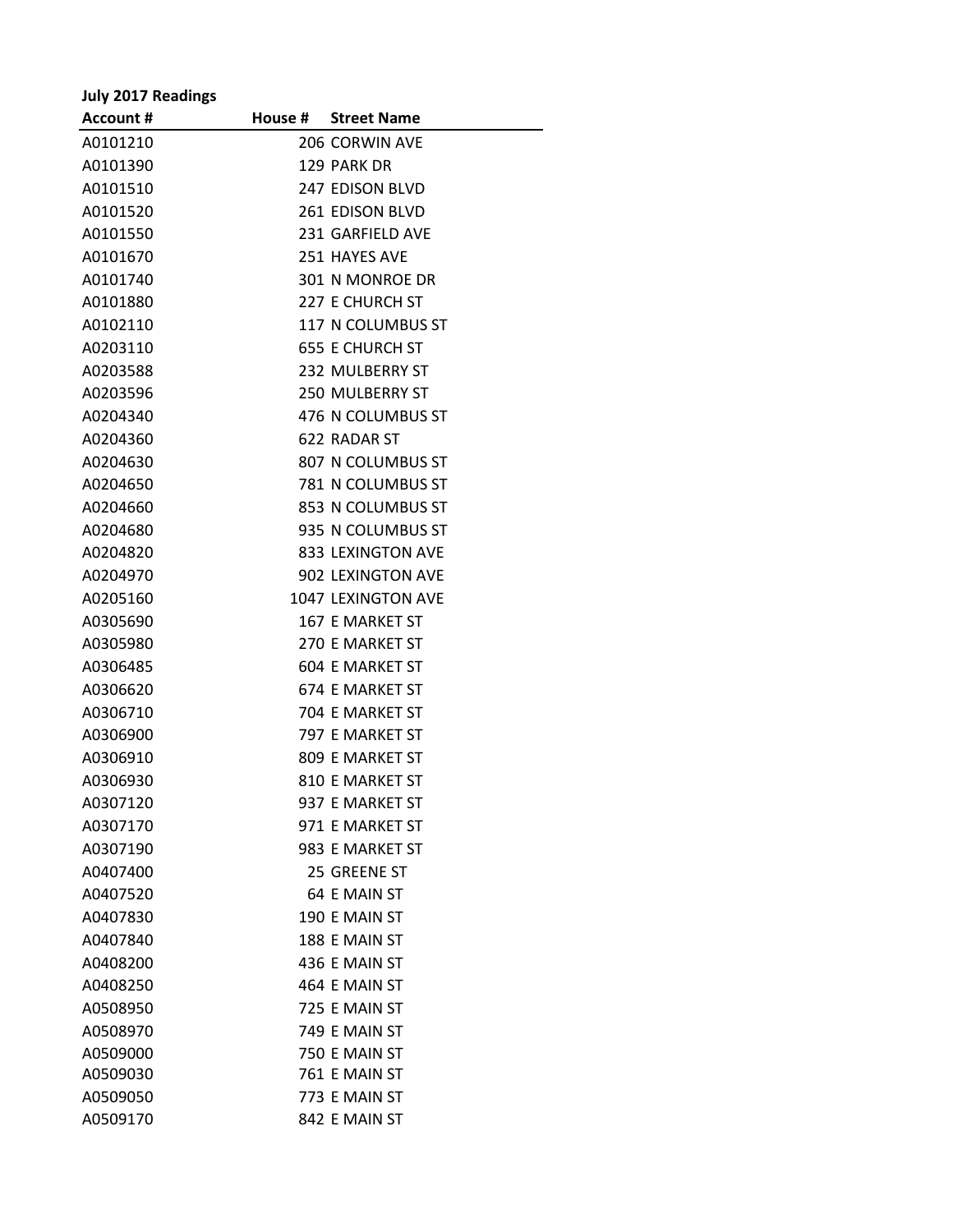**July 2017 Readings**

| Account # | House # | Street Name |
|---|---|---|
| A0101210 | 206 | CORWIN AVE |
| A0101390 | 129 | PARK DR |
| A0101510 | 247 | EDISON BLVD |
| A0101520 | 261 | EDISON BLVD |
| A0101550 | 231 | GARFIELD AVE |
| A0101670 | 251 | HAYES AVE |
| A0101740 | 301 | N MONROE DR |
| A0101880 | 227 | E CHURCH ST |
| A0102110 | 117 | N COLUMBUS ST |
| A0203110 | 655 | E CHURCH ST |
| A0203588 | 232 | MULBERRY ST |
| A0203596 | 250 | MULBERRY ST |
| A0204340 | 476 | N COLUMBUS ST |
| A0204360 | 622 | RADAR ST |
| A0204630 | 807 | N COLUMBUS ST |
| A0204650 | 781 | N COLUMBUS ST |
| A0204660 | 853 | N COLUMBUS ST |
| A0204680 | 935 | N COLUMBUS ST |
| A0204820 | 833 | LEXINGTON AVE |
| A0204970 | 902 | LEXINGTON AVE |
| A0205160 | 1047 | LEXINGTON AVE |
| A0305690 | 167 | E MARKET ST |
| A0305980 | 270 | E MARKET ST |
| A0306485 | 604 | E MARKET ST |
| A0306620 | 674 | E MARKET ST |
| A0306710 | 704 | E MARKET ST |
| A0306900 | 797 | E MARKET ST |
| A0306910 | 809 | E MARKET ST |
| A0306930 | 810 | E MARKET ST |
| A0307120 | 937 | E MARKET ST |
| A0307170 | 971 | E MARKET ST |
| A0307190 | 983 | E MARKET ST |
| A0407400 | 25 | GREENE ST |
| A0407520 | 64 | E MAIN ST |
| A0407830 | 190 | E MAIN ST |
| A0407840 | 188 | E MAIN ST |
| A0408200 | 436 | E MAIN ST |
| A0408250 | 464 | E MAIN ST |
| A0508950 | 725 | E MAIN ST |
| A0508970 | 749 | E MAIN ST |
| A0509000 | 750 | E MAIN ST |
| A0509030 | 761 | E MAIN ST |
| A0509050 | 773 | E MAIN ST |
| A0509170 | 842 | E MAIN ST |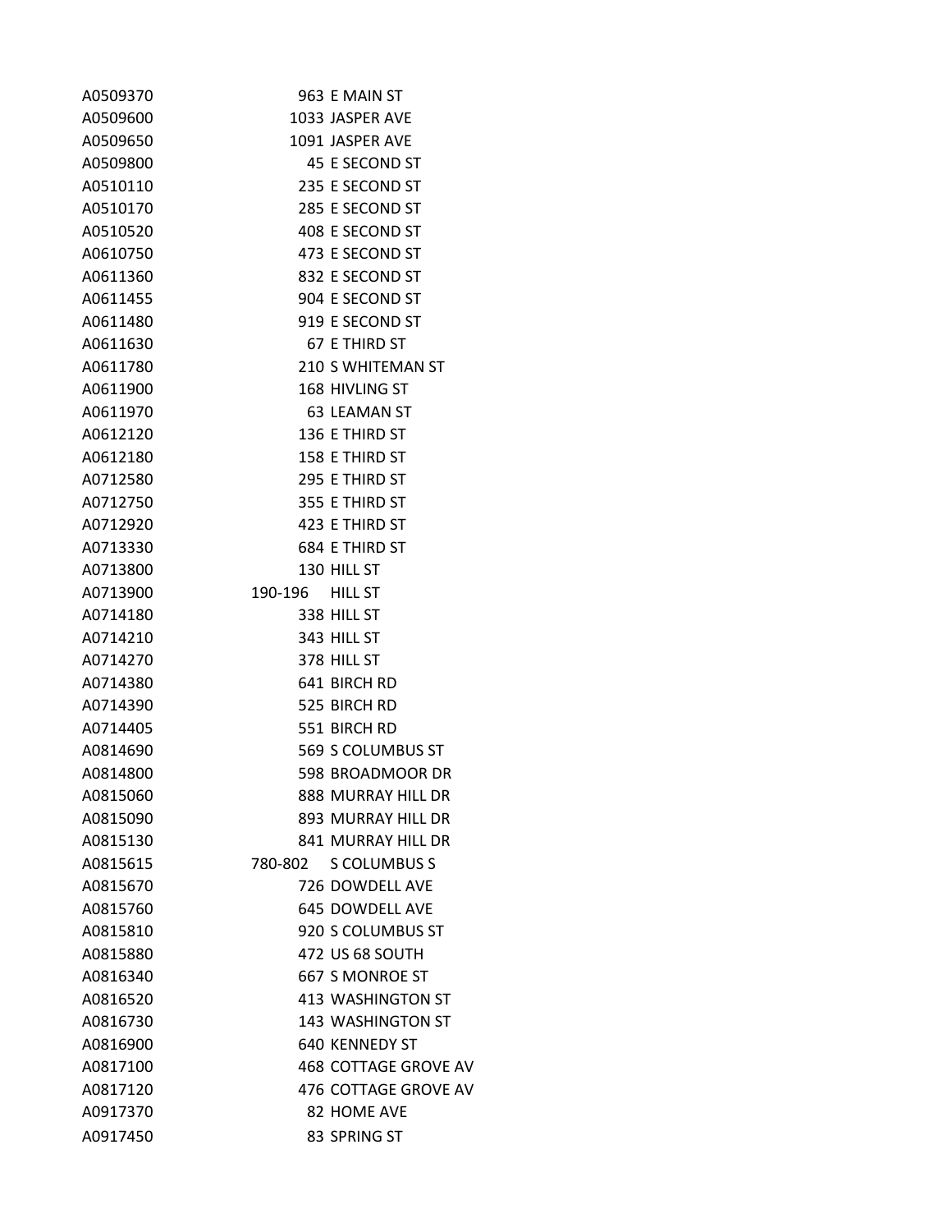| | | |
|---|---|---|
| A0509370 | 963 | E MAIN ST |
| A0509600 | 1033 | JASPER AVE |
| A0509650 | 1091 | JASPER AVE |
| A0509800 | 45 | E SECOND ST |
| A0510110 | 235 | E SECOND ST |
| A0510170 | 285 | E SECOND ST |
| A0510520 | 408 | E SECOND ST |
| A0610750 | 473 | E SECOND ST |
| A0611360 | 832 | E SECOND ST |
| A0611455 | 904 | E SECOND ST |
| A0611480 | 919 | E SECOND ST |
| A0611630 | 67 | E THIRD ST |
| A0611780 | 210 | S WHITEMAN ST |
| A0611900 | 168 | HIVLING ST |
| A0611970 | 63 | LEAMAN ST |
| A0612120 | 136 | E THIRD ST |
| A0612180 | 158 | E THIRD ST |
| A0712580 | 295 | E THIRD ST |
| A0712750 | 355 | E THIRD ST |
| A0712920 | 423 | E THIRD ST |
| A0713330 | 684 | E THIRD ST |
| A0713800 | 130 | HILL ST |
| A0713900 | 190-196 | HILL ST |
| A0714180 | 338 | HILL ST |
| A0714210 | 343 | HILL ST |
| A0714270 | 378 | HILL ST |
| A0714380 | 641 | BIRCH RD |
| A0714390 | 525 | BIRCH RD |
| A0714405 | 551 | BIRCH RD |
| A0814690 | 569 | S COLUMBUS ST |
| A0814800 | 598 | BROADMOOR DR |
| A0815060 | 888 | MURRAY HILL DR |
| A0815090 | 893 | MURRAY HILL DR |
| A0815130 | 841 | MURRAY HILL DR |
| A0815615 | 780-802 | S COLUMBUS S |
| A0815670 | 726 | DOWDELL AVE |
| A0815760 | 645 | DOWDELL AVE |
| A0815810 | 920 | S COLUMBUS ST |
| A0815880 | 472 | US 68 SOUTH |
| A0816340 | 667 | S MONROE ST |
| A0816520 | 413 | WASHINGTON ST |
| A0816730 | 143 | WASHINGTON ST |
| A0816900 | 640 | KENNEDY ST |
| A0817100 | 468 | COTTAGE GROVE AV |
| A0817120 | 476 | COTTAGE GROVE AV |
| A0917370 | 82 | HOME AVE |
| A0917450 | 83 | SPRING ST |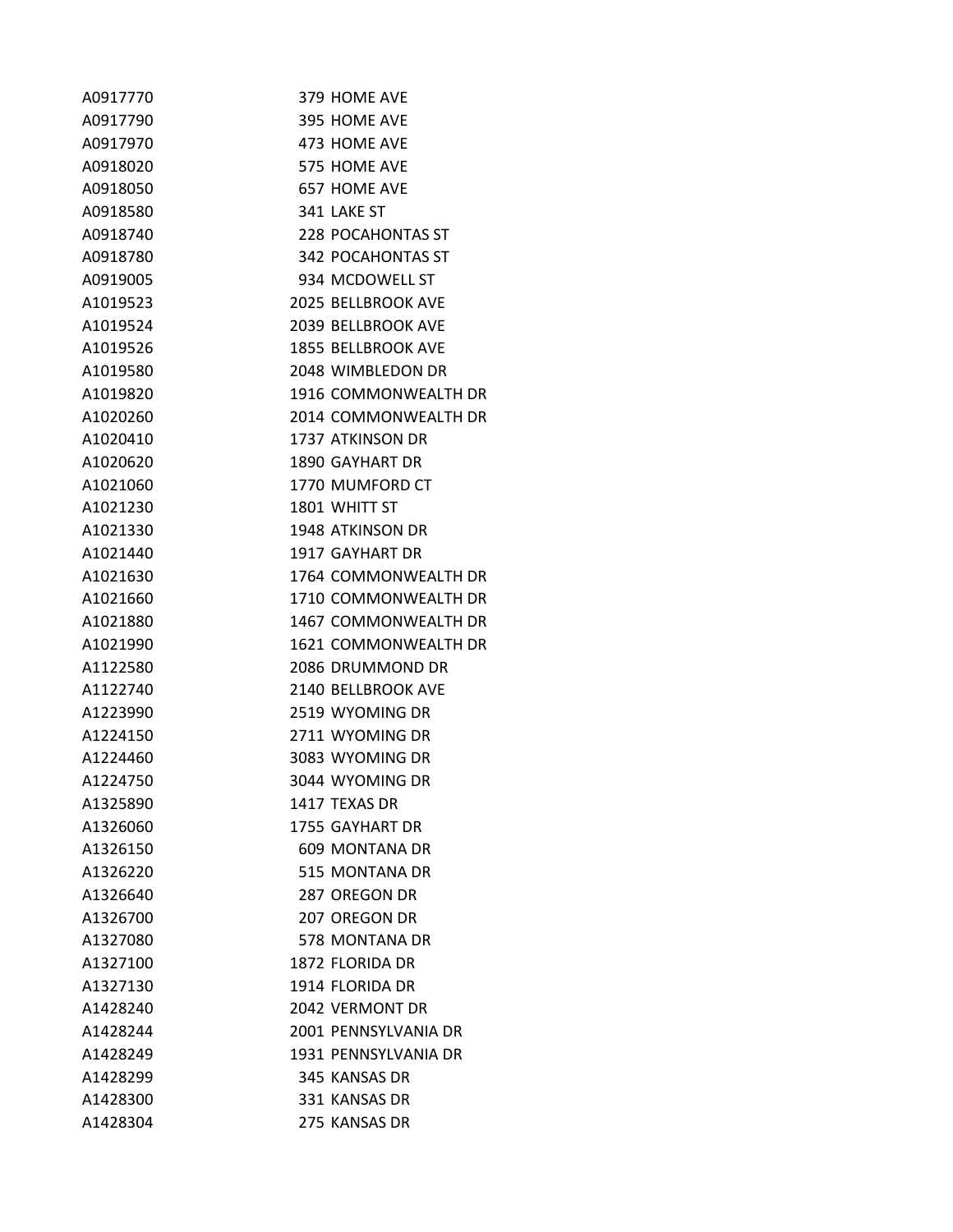| | |
|---|---|
| A0917770 | 379 HOME AVE |
| A0917790 | 395 HOME AVE |
| A0917970 | 473 HOME AVE |
| A0918020 | 575 HOME AVE |
| A0918050 | 657 HOME AVE |
| A0918580 | 341 LAKE ST |
| A0918740 | 228 POCAHONTAS ST |
| A0918780 | 342 POCAHONTAS ST |
| A0919005 | 934 MCDOWELL ST |
| A1019523 | 2025 BELLBROOK AVE |
| A1019524 | 2039 BELLBROOK AVE |
| A1019526 | 1855 BELLBROOK AVE |
| A1019580 | 2048 WIMBLEDON DR |
| A1019820 | 1916 COMMONWEALTH DR |
| A1020260 | 2014 COMMONWEALTH DR |
| A1020410 | 1737 ATKINSON DR |
| A1020620 | 1890 GAYHART DR |
| A1021060 | 1770 MUMFORD CT |
| A1021230 | 1801 WHITT ST |
| A1021330 | 1948 ATKINSON DR |
| A1021440 | 1917 GAYHART DR |
| A1021630 | 1764 COMMONWEALTH DR |
| A1021660 | 1710 COMMONWEALTH DR |
| A1021880 | 1467 COMMONWEALTH DR |
| A1021990 | 1621 COMMONWEALTH DR |
| A1122580 | 2086 DRUMMOND DR |
| A1122740 | 2140 BELLBROOK AVE |
| A1223990 | 2519 WYOMING DR |
| A1224150 | 2711 WYOMING DR |
| A1224460 | 3083 WYOMING DR |
| A1224750 | 3044 WYOMING DR |
| A1325890 | 1417 TEXAS DR |
| A1326060 | 1755 GAYHART DR |
| A1326150 | 609 MONTANA DR |
| A1326220 | 515 MONTANA DR |
| A1326640 | 287 OREGON DR |
| A1326700 | 207 OREGON DR |
| A1327080 | 578 MONTANA DR |
| A1327100 | 1872 FLORIDA DR |
| A1327130 | 1914 FLORIDA DR |
| A1428240 | 2042 VERMONT DR |
| A1428244 | 2001 PENNSYLVANIA DR |
| A1428249 | 1931 PENNSYLVANIA DR |
| A1428299 | 345 KANSAS DR |
| A1428300 | 331 KANSAS DR |
| A1428304 | 275 KANSAS DR |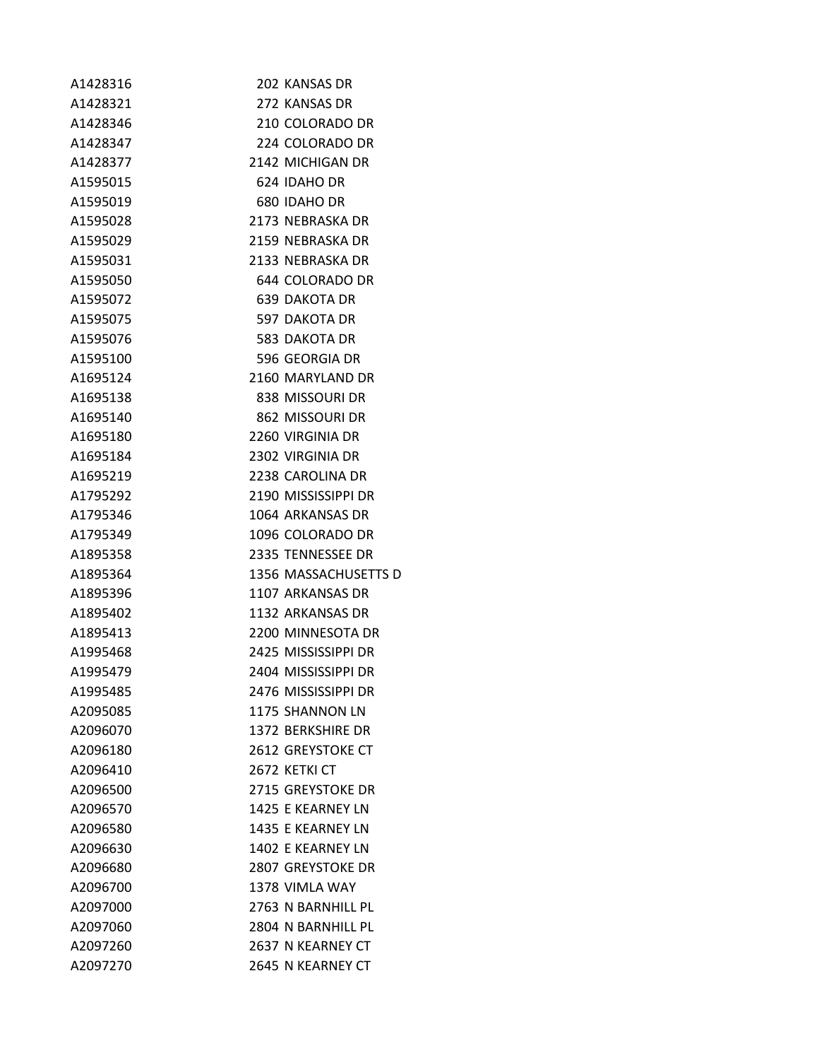| | |
|---|---|
| A1428316 | 202 KANSAS DR |
| A1428321 | 272 KANSAS DR |
| A1428346 | 210 COLORADO DR |
| A1428347 | 224 COLORADO DR |
| A1428377 | 2142 MICHIGAN DR |
| A1595015 | 624 IDAHO DR |
| A1595019 | 680 IDAHO DR |
| A1595028 | 2173 NEBRASKA DR |
| A1595029 | 2159 NEBRASKA DR |
| A1595031 | 2133 NEBRASKA DR |
| A1595050 | 644 COLORADO DR |
| A1595072 | 639 DAKOTA DR |
| A1595075 | 597 DAKOTA DR |
| A1595076 | 583 DAKOTA DR |
| A1595100 | 596 GEORGIA DR |
| A1695124 | 2160 MARYLAND DR |
| A1695138 | 838 MISSOURI DR |
| A1695140 | 862 MISSOURI DR |
| A1695180 | 2260 VIRGINIA DR |
| A1695184 | 2302 VIRGINIA DR |
| A1695219 | 2238 CAROLINA DR |
| A1795292 | 2190 MISSISSIPPI DR |
| A1795346 | 1064 ARKANSAS DR |
| A1795349 | 1096 COLORADO DR |
| A1895358 | 2335 TENNESSEE DR |
| A1895364 | 1356 MASSACHUSETTS D |
| A1895396 | 1107 ARKANSAS DR |
| A1895402 | 1132 ARKANSAS DR |
| A1895413 | 2200 MINNESOTA DR |
| A1995468 | 2425 MISSISSIPPI DR |
| A1995479 | 2404 MISSISSIPPI DR |
| A1995485 | 2476 MISSISSIPPI DR |
| A2095085 | 1175 SHANNON LN |
| A2096070 | 1372 BERKSHIRE DR |
| A2096180 | 2612 GREYSTOKE CT |
| A2096410 | 2672 KETKI CT |
| A2096500 | 2715 GREYSTOKE DR |
| A2096570 | 1425 E KEARNEY LN |
| A2096580 | 1435 E KEARNEY LN |
| A2096630 | 1402 E KEARNEY LN |
| A2096680 | 2807 GREYSTOKE DR |
| A2096700 | 1378 VIMLA WAY |
| A2097000 | 2763 N BARNHILL PL |
| A2097060 | 2804 N BARNHILL PL |
| A2097260 | 2637 N KEARNEY CT |
| A2097270 | 2645 N KEARNEY CT |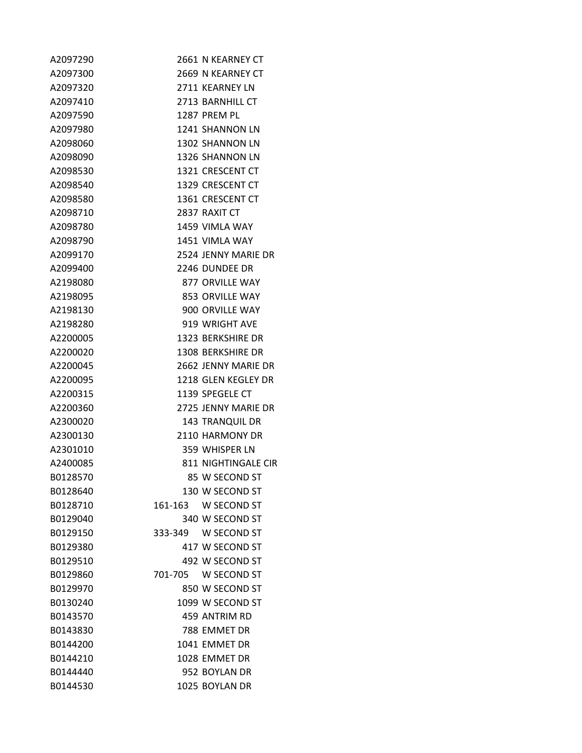| | | |
|---|---|---|
| A2097290 | 2661 | N KEARNEY CT |
| A2097300 | 2669 | N KEARNEY CT |
| A2097320 | 2711 | KEARNEY LN |
| A2097410 | 2713 | BARNHILL CT |
| A2097590 | 1287 | PREM PL |
| A2097980 | 1241 | SHANNON LN |
| A2098060 | 1302 | SHANNON LN |
| A2098090 | 1326 | SHANNON LN |
| A2098530 | 1321 | CRESCENT CT |
| A2098540 | 1329 | CRESCENT CT |
| A2098580 | 1361 | CRESCENT CT |
| A2098710 | 2837 | RAXIT CT |
| A2098780 | 1459 | VIMLA WAY |
| A2098790 | 1451 | VIMLA WAY |
| A2099170 | 2524 | JENNY MARIE DR |
| A2099400 | 2246 | DUNDEE DR |
| A2198080 | 877 | ORVILLE WAY |
| A2198095 | 853 | ORVILLE WAY |
| A2198130 | 900 | ORVILLE WAY |
| A2198280 | 919 | WRIGHT AVE |
| A2200005 | 1323 | BERKSHIRE DR |
| A2200020 | 1308 | BERKSHIRE DR |
| A2200045 | 2662 | JENNY MARIE DR |
| A2200095 | 1218 | GLEN KEGLEY DR |
| A2200315 | 1139 | SPEGELE CT |
| A2200360 | 2725 | JENNY MARIE DR |
| A2300020 | 143 | TRANQUIL DR |
| A2300130 | 2110 | HARMONY DR |
| A2301010 | 359 | WHISPER LN |
| A2400085 | 811 | NIGHTINGALE CIR |
| B0128570 | 85 | W SECOND ST |
| B0128640 | 130 | W SECOND ST |
| B0128710 | 161-163 | W SECOND ST |
| B0129040 | 340 | W SECOND ST |
| B0129150 | 333-349 | W SECOND ST |
| B0129380 | 417 | W SECOND ST |
| B0129510 | 492 | W SECOND ST |
| B0129860 | 701-705 | W SECOND ST |
| B0129970 | 850 | W SECOND ST |
| B0130240 | 1099 | W SECOND ST |
| B0143570 | 459 | ANTRIM RD |
| B0143830 | 788 | EMMET DR |
| B0144200 | 1041 | EMMET DR |
| B0144210 | 1028 | EMMET DR |
| B0144440 | 952 | BOYLAN DR |
| B0144530 | 1025 | BOYLAN DR |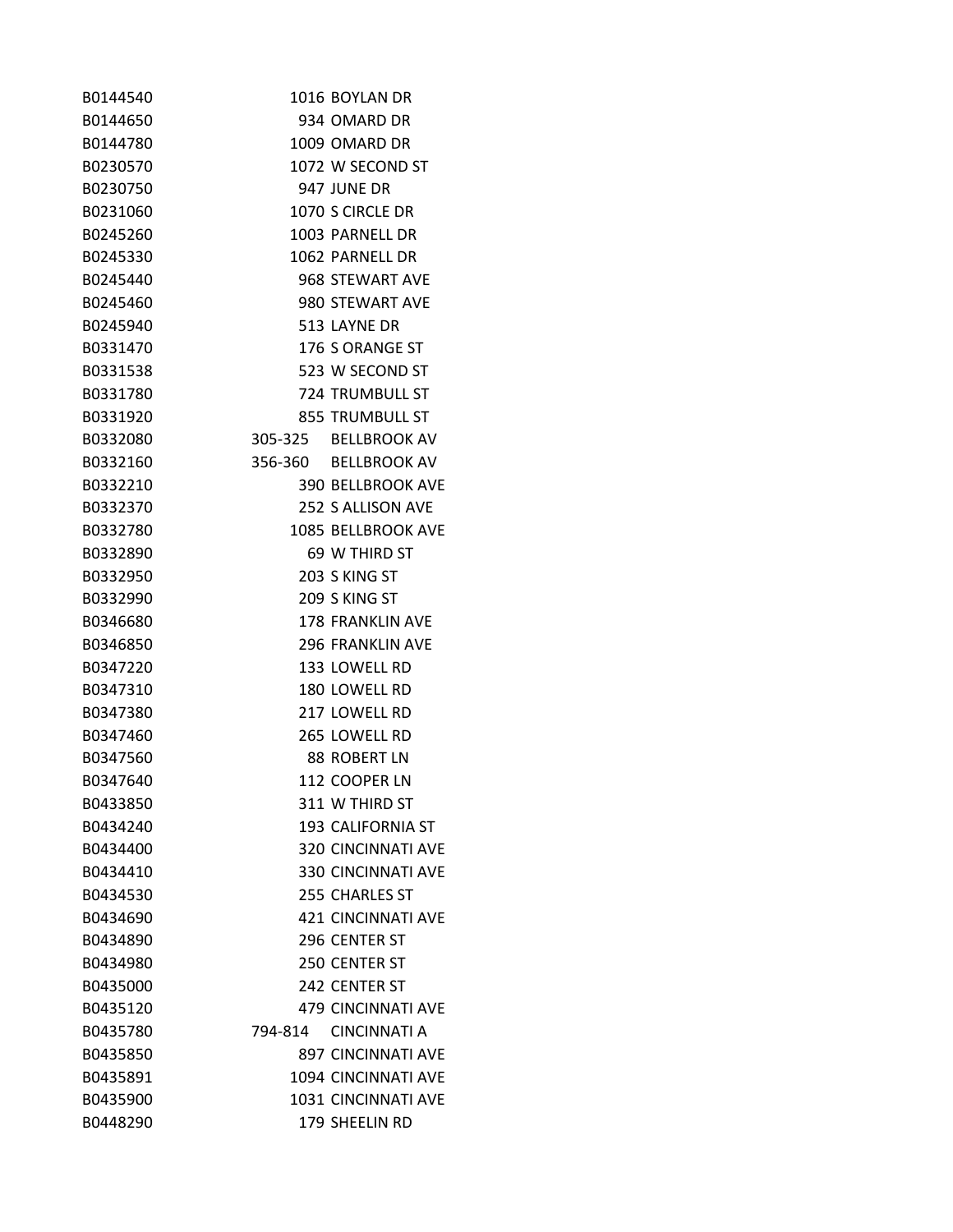| | | |
|---|---|---|
| B0144540 | 1016 | BOYLAN DR |
| B0144650 | 934 | OMARD DR |
| B0144780 | 1009 | OMARD DR |
| B0230570 | 1072 | W SECOND ST |
| B0230750 | 947 | JUNE DR |
| B0231060 | 1070 | S CIRCLE DR |
| B0245260 | 1003 | PARNELL DR |
| B0245330 | 1062 | PARNELL DR |
| B0245440 | 968 | STEWART AVE |
| B0245460 | 980 | STEWART AVE |
| B0245940 | 513 | LAYNE DR |
| B0331470 | 176 | S ORANGE ST |
| B0331538 | 523 | W SECOND ST |
| B0331780 | 724 | TRUMBULL ST |
| B0331920 | 855 | TRUMBULL ST |
| B0332080 | 305-325 | BELLBROOK AV |
| B0332160 | 356-360 | BELLBROOK AV |
| B0332210 | 390 | BELLBROOK AVE |
| B0332370 | 252 | S ALLISON AVE |
| B0332780 | 1085 | BELLBROOK AVE |
| B0332890 | 69 | W THIRD ST |
| B0332950 | 203 | S KING ST |
| B0332990 | 209 | S KING ST |
| B0346680 | 178 | FRANKLIN AVE |
| B0346850 | 296 | FRANKLIN AVE |
| B0347220 | 133 | LOWELL RD |
| B0347310 | 180 | LOWELL RD |
| B0347380 | 217 | LOWELL RD |
| B0347460 | 265 | LOWELL RD |
| B0347560 | 88 | ROBERT LN |
| B0347640 | 112 | COOPER LN |
| B0433850 | 311 | W THIRD ST |
| B0434240 | 193 | CALIFORNIA ST |
| B0434400 | 320 | CINCINNATI AVE |
| B0434410 | 330 | CINCINNATI AVE |
| B0434530 | 255 | CHARLES ST |
| B0434690 | 421 | CINCINNATI AVE |
| B0434890 | 296 | CENTER ST |
| B0434980 | 250 | CENTER ST |
| B0435000 | 242 | CENTER ST |
| B0435120 | 479 | CINCINNATI AVE |
| B0435780 | 794-814 | CINCINNATI A |
| B0435850 | 897 | CINCINNATI AVE |
| B0435891 | 1094 | CINCINNATI AVE |
| B0435900 | 1031 | CINCINNATI AVE |
| B0448290 | 179 | SHEELIN RD |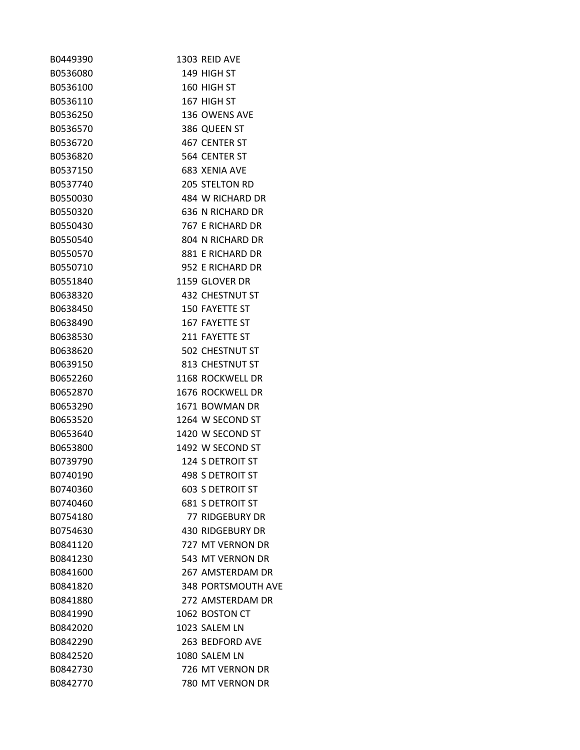| | |
|---|---|
| B0449390 | 1303 REID AVE |
| B0536080 | 149 HIGH ST |
| B0536100 | 160 HIGH ST |
| B0536110 | 167 HIGH ST |
| B0536250 | 136 OWENS AVE |
| B0536570 | 386 QUEEN ST |
| B0536720 | 467 CENTER ST |
| B0536820 | 564 CENTER ST |
| B0537150 | 683 XENIA AVE |
| B0537740 | 205 STELTON RD |
| B0550030 | 484 W RICHARD DR |
| B0550320 | 636 N RICHARD DR |
| B0550430 | 767 E RICHARD DR |
| B0550540 | 804 N RICHARD DR |
| B0550570 | 881 E RICHARD DR |
| B0550710 | 952 E RICHARD DR |
| B0551840 | 1159 GLOVER DR |
| B0638320 | 432 CHESTNUT ST |
| B0638450 | 150 FAYETTE ST |
| B0638490 | 167 FAYETTE ST |
| B0638530 | 211 FAYETTE ST |
| B0638620 | 502 CHESTNUT ST |
| B0639150 | 813 CHESTNUT ST |
| B0652260 | 1168 ROCKWELL DR |
| B0652870 | 1676 ROCKWELL DR |
| B0653290 | 1671 BOWMAN DR |
| B0653520 | 1264 W SECOND ST |
| B0653640 | 1420 W SECOND ST |
| B0653800 | 1492 W SECOND ST |
| B0739790 | 124 S DETROIT ST |
| B0740190 | 498 S DETROIT ST |
| B0740360 | 603 S DETROIT ST |
| B0740460 | 681 S DETROIT ST |
| B0754180 | 77 RIDGEBURY DR |
| B0754630 | 430 RIDGEBURY DR |
| B0841120 | 727 MT VERNON DR |
| B0841230 | 543 MT VERNON DR |
| B0841600 | 267 AMSTERDAM DR |
| B0841820 | 348 PORTSMOUTH AVE |
| B0841880 | 272 AMSTERDAM DR |
| B0841990 | 1062 BOSTON CT |
| B0842020 | 1023 SALEM LN |
| B0842290 | 263 BEDFORD AVE |
| B0842520 | 1080 SALEM LN |
| B0842730 | 726 MT VERNON DR |
| B0842770 | 780 MT VERNON DR |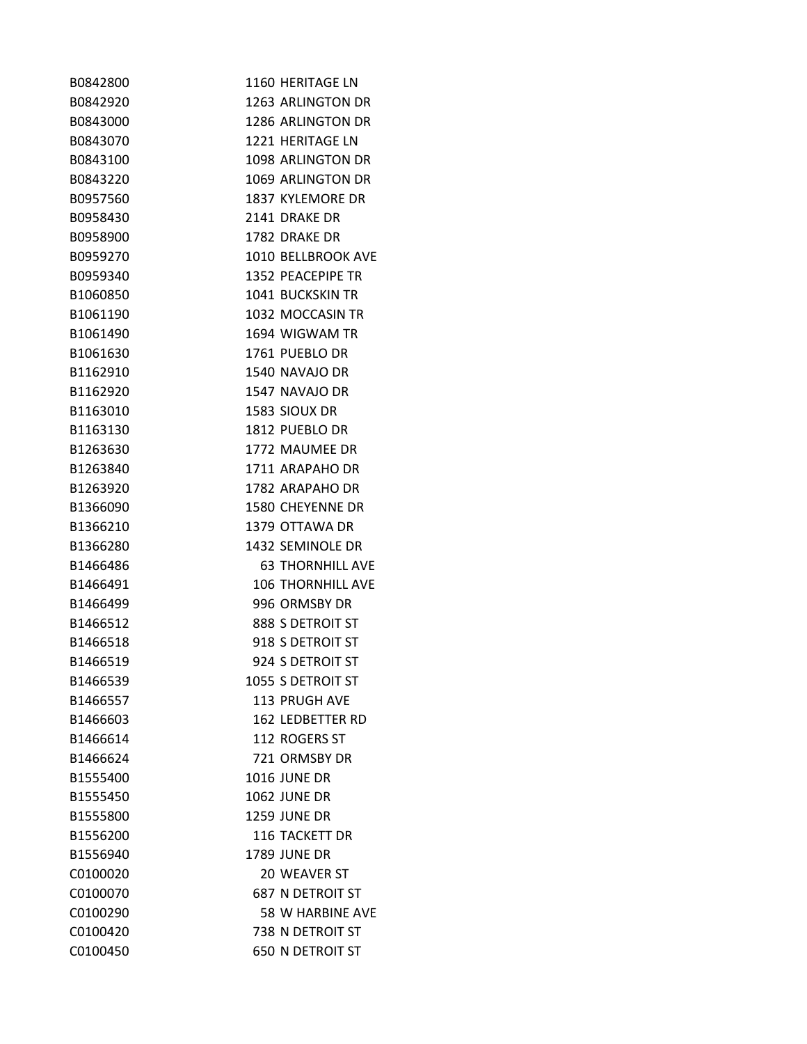| | |
|---|---|
| B0842800 | 1160 HERITAGE LN |
| B0842920 | 1263 ARLINGTON DR |
| B0843000 | 1286 ARLINGTON DR |
| B0843070 | 1221 HERITAGE LN |
| B0843100 | 1098 ARLINGTON DR |
| B0843220 | 1069 ARLINGTON DR |
| B0957560 | 1837 KYLEMORE DR |
| B0958430 | 2141 DRAKE DR |
| B0958900 | 1782 DRAKE DR |
| B0959270 | 1010 BELLBROOK AVE |
| B0959340 | 1352 PEACEPIPE TR |
| B1060850 | 1041 BUCKSKIN TR |
| B1061190 | 1032 MOCCASIN TR |
| B1061490 | 1694 WIGWAM TR |
| B1061630 | 1761 PUEBLO DR |
| B1162910 | 1540 NAVAJO DR |
| B1162920 | 1547 NAVAJO DR |
| B1163010 | 1583 SIOUX DR |
| B1163130 | 1812 PUEBLO DR |
| B1263630 | 1772 MAUMEE DR |
| B1263840 | 1711 ARAPAHO DR |
| B1263920 | 1782 ARAPAHO DR |
| B1366090 | 1580 CHEYENNE DR |
| B1366210 | 1379 OTTAWA DR |
| B1366280 | 1432 SEMINOLE DR |
| B1466486 | 63 THORNHILL AVE |
| B1466491 | 106 THORNHILL AVE |
| B1466499 | 996 ORMSBY DR |
| B1466512 | 888 S DETROIT ST |
| B1466518 | 918 S DETROIT ST |
| B1466519 | 924 S DETROIT ST |
| B1466539 | 1055 S DETROIT ST |
| B1466557 | 113 PRUGH AVE |
| B1466603 | 162 LEDBETTER RD |
| B1466614 | 112 ROGERS ST |
| B1466624 | 721 ORMSBY DR |
| B1555400 | 1016 JUNE DR |
| B1555450 | 1062 JUNE DR |
| B1555800 | 1259 JUNE DR |
| B1556200 | 116 TACKETT DR |
| B1556940 | 1789 JUNE DR |
| C0100020 | 20 WEAVER ST |
| C0100070 | 687 N DETROIT ST |
| C0100290 | 58 W HARBINE AVE |
| C0100420 | 738 N DETROIT ST |
| C0100450 | 650 N DETROIT ST |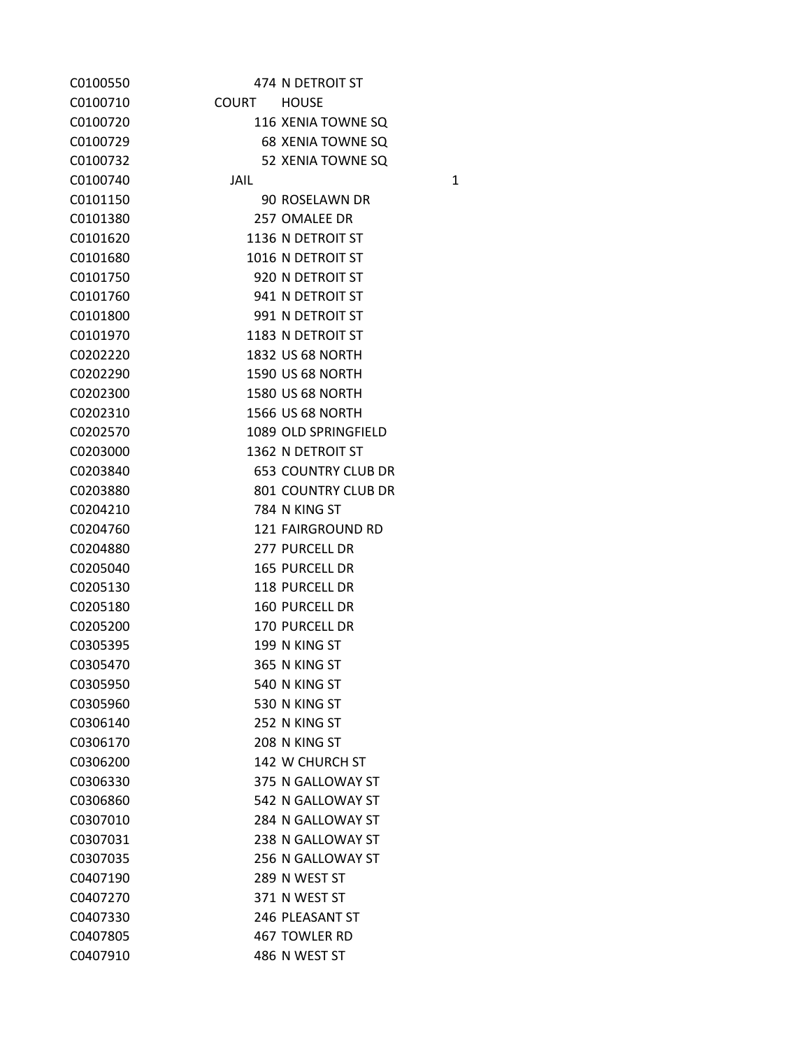| | | | |
|---|---|---|---|
| C0100550 | 474 | N DETROIT ST | |
| C0100710 | COURT | HOUSE | |
| C0100720 | 116 | XENIA TOWNE SQ | |
| C0100729 | 68 | XENIA TOWNE SQ | |
| C0100732 | 52 | XENIA TOWNE SQ | |
| C0100740 | JAIL | | 1 |
| C0101150 | 90 | ROSELAWN DR | |
| C0101380 | 257 | OMALEE DR | |
| C0101620 | 1136 | N DETROIT ST | |
| C0101680 | 1016 | N DETROIT ST | |
| C0101750 | 920 | N DETROIT ST | |
| C0101760 | 941 | N DETROIT ST | |
| C0101800 | 991 | N DETROIT ST | |
| C0101970 | 1183 | N DETROIT ST | |
| C0202220 | 1832 | US 68 NORTH | |
| C0202290 | 1590 | US 68 NORTH | |
| C0202300 | 1580 | US 68 NORTH | |
| C0202310 | 1566 | US 68 NORTH | |
| C0202570 | 1089 | OLD SPRINGFIELD | |
| C0203000 | 1362 | N DETROIT ST | |
| C0203840 | 653 | COUNTRY CLUB DR | |
| C0203880 | 801 | COUNTRY CLUB DR | |
| C0204210 | 784 | N KING ST | |
| C0204760 | 121 | FAIRGROUND RD | |
| C0204880 | 277 | PURCELL DR | |
| C0205040 | 165 | PURCELL DR | |
| C0205130 | 118 | PURCELL DR | |
| C0205180 | 160 | PURCELL DR | |
| C0205200 | 170 | PURCELL DR | |
| C0305395 | 199 | N KING ST | |
| C0305470 | 365 | N KING ST | |
| C0305950 | 540 | N KING ST | |
| C0305960 | 530 | N KING ST | |
| C0306140 | 252 | N KING ST | |
| C0306170 | 208 | N KING ST | |
| C0306200 | 142 | W CHURCH ST | |
| C0306330 | 375 | N GALLOWAY ST | |
| C0306860 | 542 | N GALLOWAY ST | |
| C0307010 | 284 | N GALLOWAY ST | |
| C0307031 | 238 | N GALLOWAY ST | |
| C0307035 | 256 | N GALLOWAY ST | |
| C0407190 | 289 | N WEST ST | |
| C0407270 | 371 | N WEST ST | |
| C0407330 | 246 | PLEASANT ST | |
| C0407805 | 467 | TOWLER RD | |
| C0407910 | 486 | N WEST ST | |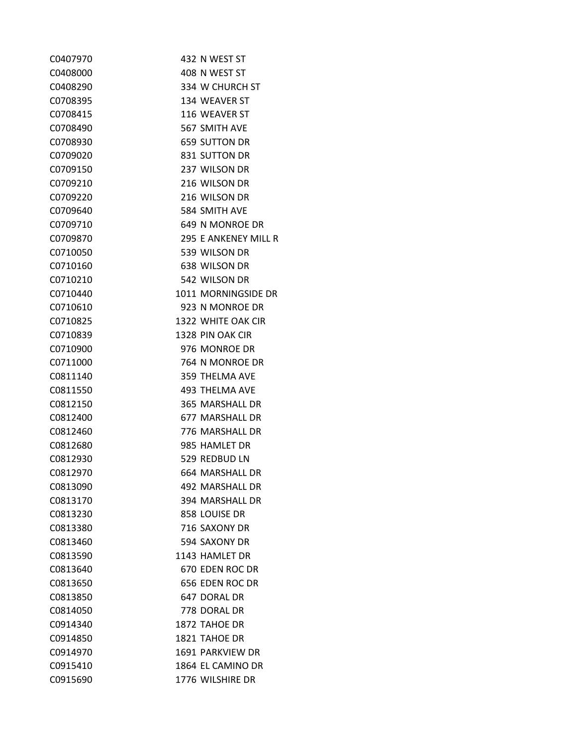| | |
|---|---|
| C0407970 | 432 N WEST ST |
| C0408000 | 408 N WEST ST |
| C0408290 | 334 W CHURCH ST |
| C0708395 | 134 WEAVER ST |
| C0708415 | 116 WEAVER ST |
| C0708490 | 567 SMITH AVE |
| C0708930 | 659 SUTTON DR |
| C0709020 | 831 SUTTON DR |
| C0709150 | 237 WILSON DR |
| C0709210 | 216 WILSON DR |
| C0709220 | 216 WILSON DR |
| C0709640 | 584 SMITH AVE |
| C0709710 | 649 N MONROE DR |
| C0709870 | 295 E ANKENEY MILL R |
| C0710050 | 539 WILSON DR |
| C0710160 | 638 WILSON DR |
| C0710210 | 542 WILSON DR |
| C0710440 | 1011 MORNINGSIDE DR |
| C0710610 | 923 N MONROE DR |
| C0710825 | 1322 WHITE OAK CIR |
| C0710839 | 1328 PIN OAK CIR |
| C0710900 | 976 MONROE DR |
| C0711000 | 764 N MONROE DR |
| C0811140 | 359 THELMA AVE |
| C0811550 | 493 THELMA AVE |
| C0812150 | 365 MARSHALL DR |
| C0812400 | 677 MARSHALL DR |
| C0812460 | 776 MARSHALL DR |
| C0812680 | 985 HAMLET DR |
| C0812930 | 529 REDBUD LN |
| C0812970 | 664 MARSHALL DR |
| C0813090 | 492 MARSHALL DR |
| C0813170 | 394 MARSHALL DR |
| C0813230 | 858 LOUISE DR |
| C0813380 | 716 SAXONY DR |
| C0813460 | 594 SAXONY DR |
| C0813590 | 1143 HAMLET DR |
| C0813640 | 670 EDEN ROC DR |
| C0813650 | 656 EDEN ROC DR |
| C0813850 | 647 DORAL DR |
| C0814050 | 778 DORAL DR |
| C0914340 | 1872 TAHOE DR |
| C0914850 | 1821 TAHOE DR |
| C0914970 | 1691 PARKVIEW DR |
| C0915410 | 1864 EL CAMINO DR |
| C0915690 | 1776 WILSHIRE DR |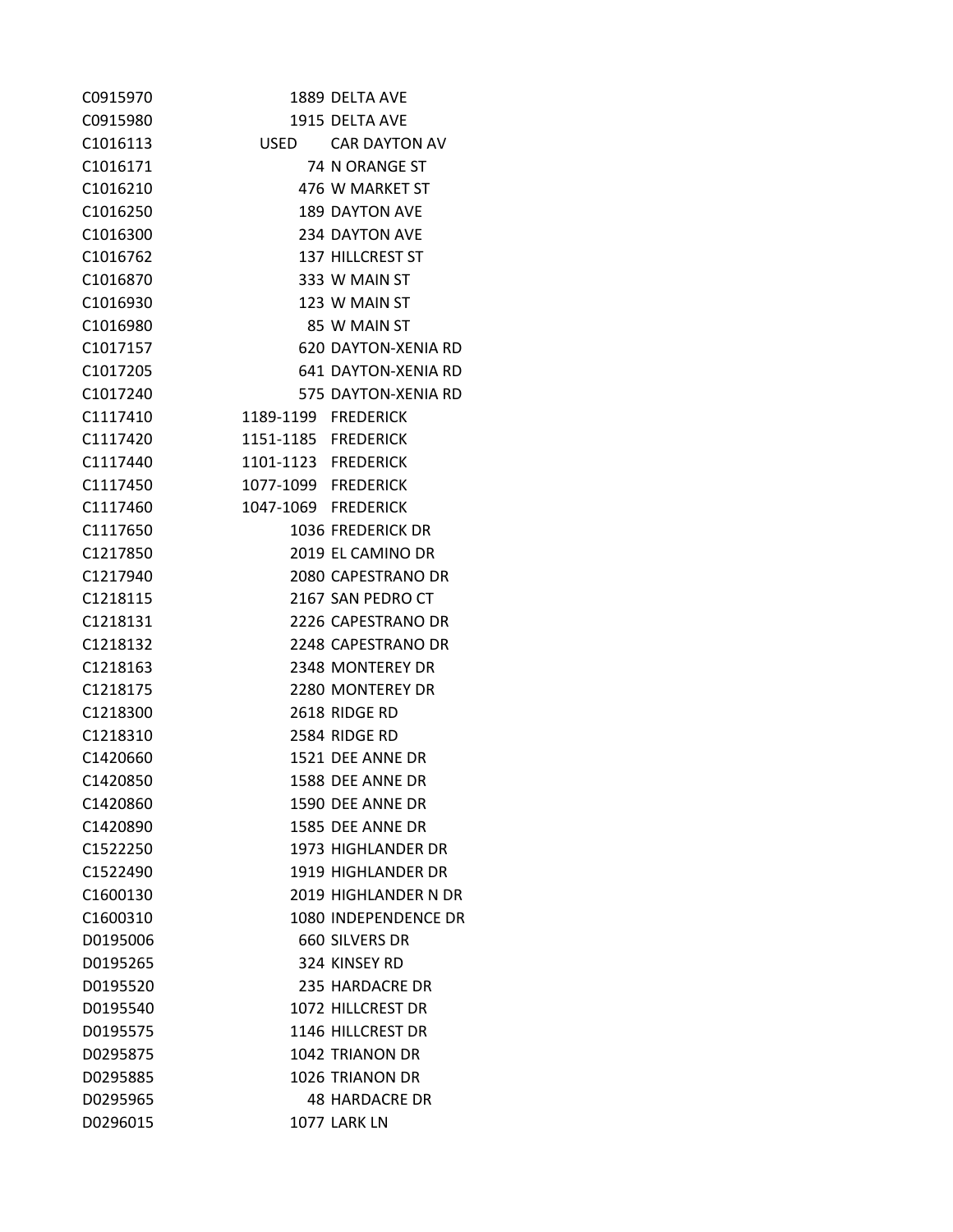| | | |
|---|---|---|
| C0915970 | 1889 | DELTA AVE |
| C0915980 | 1915 | DELTA AVE |
| C1016113 | USED | CAR DAYTON AV |
| C1016171 | 74 | N ORANGE ST |
| C1016210 | 476 | W MARKET ST |
| C1016250 | 189 | DAYTON AVE |
| C1016300 | 234 | DAYTON AVE |
| C1016762 | 137 | HILLCREST ST |
| C1016870 | 333 | W MAIN ST |
| C1016930 | 123 | W MAIN ST |
| C1016980 | 85 | W MAIN ST |
| C1017157 | 620 | DAYTON-XENIA RD |
| C1017205 | 641 | DAYTON-XENIA RD |
| C1017240 | 575 | DAYTON-XENIA RD |
| C1117410 | 1189-1199 | FREDERICK |
| C1117420 | 1151-1185 | FREDERICK |
| C1117440 | 1101-1123 | FREDERICK |
| C1117450 | 1077-1099 | FREDERICK |
| C1117460 | 1047-1069 | FREDERICK |
| C1117650 | 1036 | FREDERICK DR |
| C1217850 | 2019 | EL CAMINO DR |
| C1217940 | 2080 | CAPESTRANO DR |
| C1218115 | 2167 | SAN PEDRO CT |
| C1218131 | 2226 | CAPESTRANO DR |
| C1218132 | 2248 | CAPESTRANO DR |
| C1218163 | 2348 | MONTEREY DR |
| C1218175 | 2280 | MONTEREY DR |
| C1218300 | 2618 | RIDGE RD |
| C1218310 | 2584 | RIDGE RD |
| C1420660 | 1521 | DEE ANNE DR |
| C1420850 | 1588 | DEE ANNE DR |
| C1420860 | 1590 | DEE ANNE DR |
| C1420890 | 1585 | DEE ANNE DR |
| C1522250 | 1973 | HIGHLANDER DR |
| C1522490 | 1919 | HIGHLANDER DR |
| C1600130 | 2019 | HIGHLANDER N DR |
| C1600310 | 1080 | INDEPENDENCE DR |
| D0195006 | 660 | SILVERS DR |
| D0195265 | 324 | KINSEY RD |
| D0195520 | 235 | HARDACRE DR |
| D0195540 | 1072 | HILLCREST DR |
| D0195575 | 1146 | HILLCREST DR |
| D0295875 | 1042 | TRIANON DR |
| D0295885 | 1026 | TRIANON DR |
| D0295965 | 48 | HARDACRE DR |
| D0296015 | 1077 | LARK LN |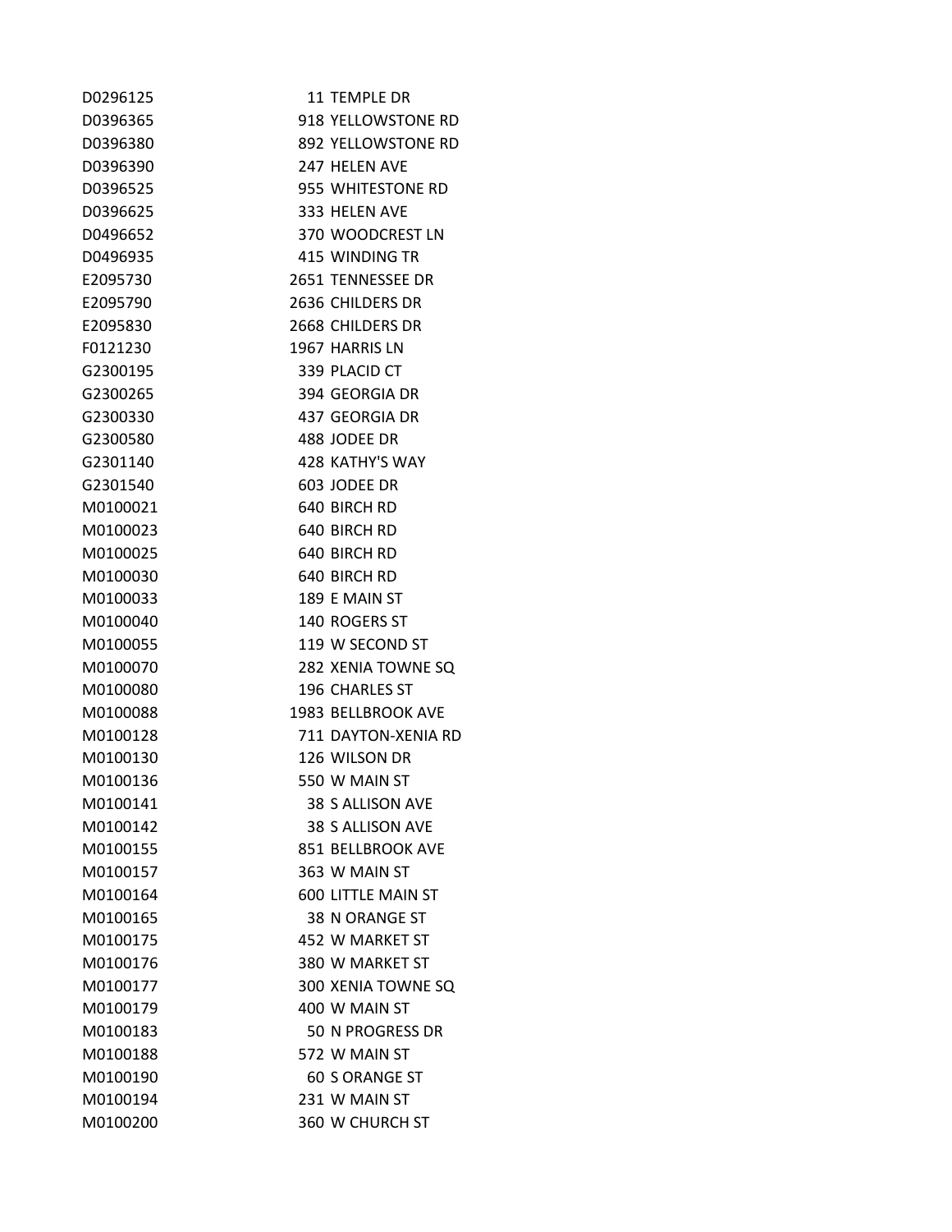| | |
|---|---|
| D0296125 | 11 TEMPLE DR |
| D0396365 | 918 YELLOWSTONE RD |
| D0396380 | 892 YELLOWSTONE RD |
| D0396390 | 247 HELEN AVE |
| D0396525 | 955 WHITESTONE RD |
| D0396625 | 333 HELEN AVE |
| D0496652 | 370 WOODCREST LN |
| D0496935 | 415 WINDING TR |
| E2095730 | 2651 TENNESSEE DR |
| E2095790 | 2636 CHILDERS DR |
| E2095830 | 2668 CHILDERS DR |
| F0121230 | 1967 HARRIS LN |
| G2300195 | 339 PLACID CT |
| G2300265 | 394 GEORGIA DR |
| G2300330 | 437 GEORGIA DR |
| G2300580 | 488 JODEE DR |
| G2301140 | 428 KATHY'S WAY |
| G2301540 | 603 JODEE DR |
| M0100021 | 640 BIRCH RD |
| M0100023 | 640 BIRCH RD |
| M0100025 | 640 BIRCH RD |
| M0100030 | 640 BIRCH RD |
| M0100033 | 189 E MAIN ST |
| M0100040 | 140 ROGERS ST |
| M0100055 | 119 W SECOND ST |
| M0100070 | 282 XENIA TOWNE SQ |
| M0100080 | 196 CHARLES ST |
| M0100088 | 1983 BELLBROOK AVE |
| M0100128 | 711 DAYTON-XENIA RD |
| M0100130 | 126 WILSON DR |
| M0100136 | 550 W MAIN ST |
| M0100141 | 38 S ALLISON AVE |
| M0100142 | 38 S ALLISON AVE |
| M0100155 | 851 BELLBROOK AVE |
| M0100157 | 363 W MAIN ST |
| M0100164 | 600 LITTLE MAIN ST |
| M0100165 | 38 N ORANGE ST |
| M0100175 | 452 W MARKET ST |
| M0100176 | 380 W MARKET ST |
| M0100177 | 300 XENIA TOWNE SQ |
| M0100179 | 400 W MAIN ST |
| M0100183 | 50 N PROGRESS DR |
| M0100188 | 572 W MAIN ST |
| M0100190 | 60 S ORANGE ST |
| M0100194 | 231 W MAIN ST |
| M0100200 | 360 W CHURCH ST |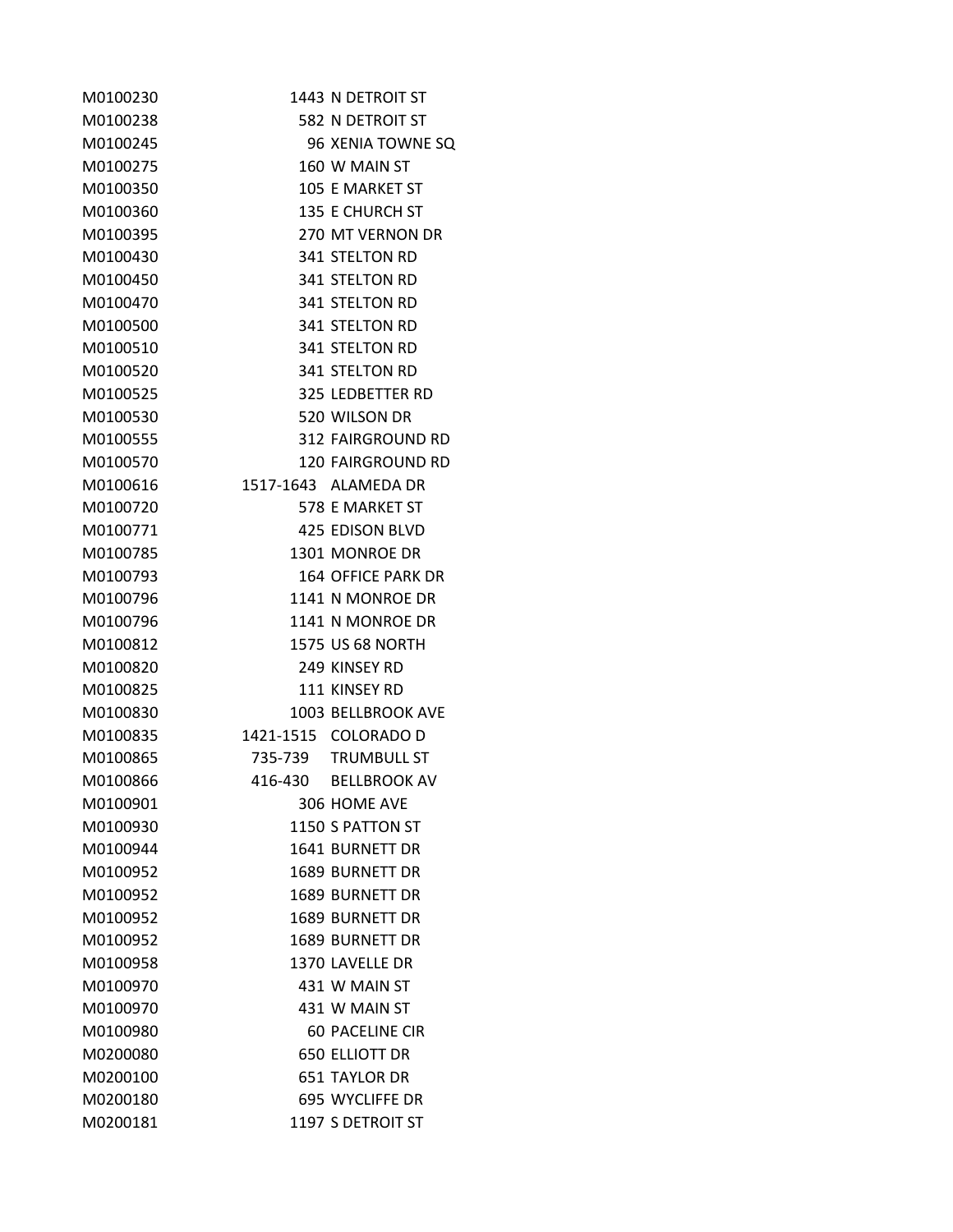| | | |
|---|---|---|
| M0100230 | 1443 | N DETROIT ST |
| M0100238 | 582 | N DETROIT ST |
| M0100245 | 96 | XENIA TOWNE SQ |
| M0100275 | 160 | W MAIN ST |
| M0100350 | 105 | E MARKET ST |
| M0100360 | 135 | E CHURCH ST |
| M0100395 | 270 | MT VERNON DR |
| M0100430 | 341 | STELTON RD |
| M0100450 | 341 | STELTON RD |
| M0100470 | 341 | STELTON RD |
| M0100500 | 341 | STELTON RD |
| M0100510 | 341 | STELTON RD |
| M0100520 | 341 | STELTON RD |
| M0100525 | 325 | LEDBETTER RD |
| M0100530 | 520 | WILSON DR |
| M0100555 | 312 | FAIRGROUND RD |
| M0100570 | 120 | FAIRGROUND RD |
| M0100616 | 1517-1643 | ALAMEDA DR |
| M0100720 | 578 | E MARKET ST |
| M0100771 | 425 | EDISON BLVD |
| M0100785 | 1301 | MONROE DR |
| M0100793 | 164 | OFFICE PARK DR |
| M0100796 | 1141 | N MONROE DR |
| M0100796 | 1141 | N MONROE DR |
| M0100812 | 1575 | US 68 NORTH |
| M0100820 | 249 | KINSEY RD |
| M0100825 | 111 | KINSEY RD |
| M0100830 | 1003 | BELLBROOK AVE |
| M0100835 | 1421-1515 | COLORADO D |
| M0100865 | 735-739 | TRUMBULL ST |
| M0100866 | 416-430 | BELLBROOK AV |
| M0100901 | 306 | HOME AVE |
| M0100930 | 1150 | S PATTON ST |
| M0100944 | 1641 | BURNETT DR |
| M0100952 | 1689 | BURNETT DR |
| M0100952 | 1689 | BURNETT DR |
| M0100952 | 1689 | BURNETT DR |
| M0100952 | 1689 | BURNETT DR |
| M0100958 | 1370 | LAVELLE DR |
| M0100970 | 431 | W MAIN ST |
| M0100970 | 431 | W MAIN ST |
| M0100980 | 60 | PACELINE CIR |
| M0200080 | 650 | ELLIOTT DR |
| M0200100 | 651 | TAYLOR DR |
| M0200180 | 695 | WYCLIFFE DR |
| M0200181 | 1197 | S DETROIT ST |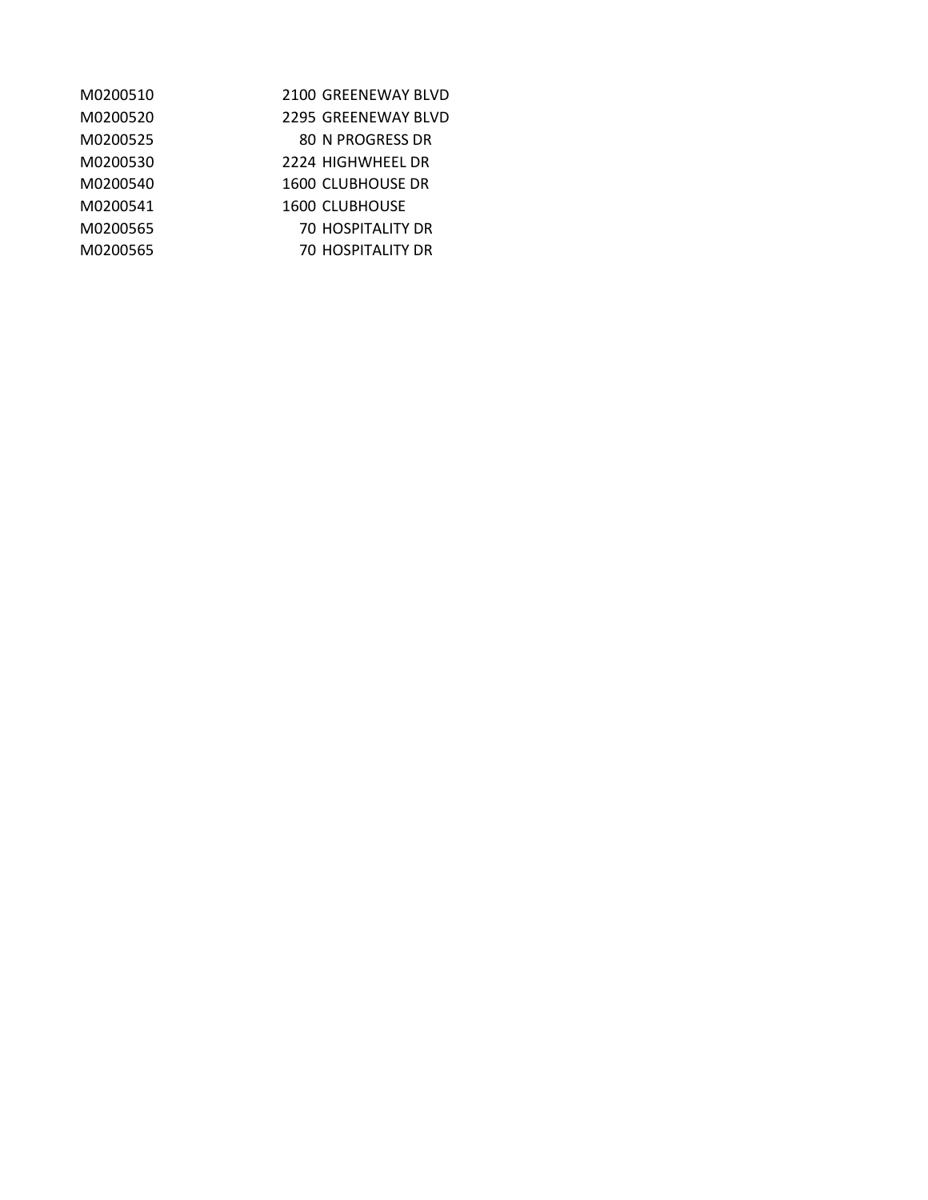| | | |
|---|---|---|
| M0200510 | 2100 | GREENEWAY BLVD |
| M0200520 | 2295 | GREENEWAY BLVD |
| M0200525 | 80 | N PROGRESS DR |
| M0200530 | 2224 | HIGHWHEEL DR |
| M0200540 | 1600 | CLUBHOUSE DR |
| M0200541 | 1600 | CLUBHOUSE |
| M0200565 | 70 | HOSPITALITY DR |
| M0200565 | 70 | HOSPITALITY DR |